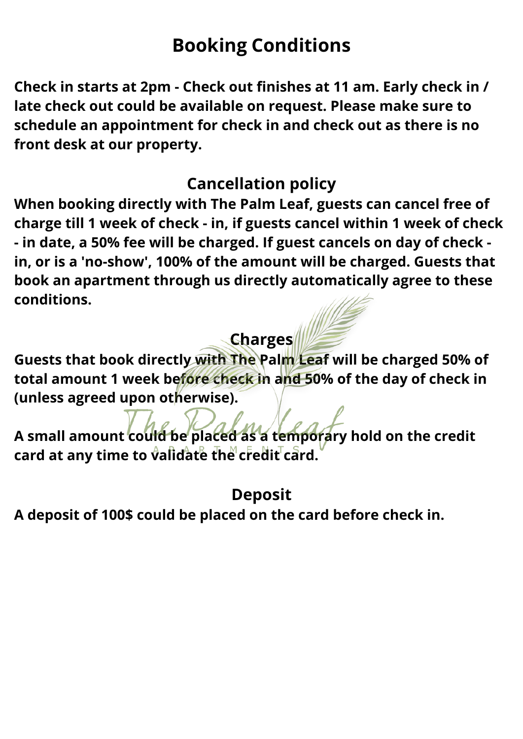# Booking Conditions

**Check in starts at 2pm - Check out finishes at 11 am. Early check in / late check out could be available on request. Please make sure to schedule an appointment for check in and check out as there is no front desk at our property.**

## Cancellation policy

**When booking directly with The Palm Leaf, guests can cancel free of charge till 1 week of check - in, if guests cancel within 1 week of check - in date, a 50% fee will be charged. If guest cancels on day of check - in, or is a 'no-show', 100% of the amount will be charged. Guests that book an apartment through us directly automatically agree to these conditions.**

## Charges

**Guests that book directly with The Palm Leaf will be charged 50% of total amount 1 week before check in and 50% of the day of check in (unless agreed upon otherwise).**

**A small amount could be placed as a temporary hold on the credit card at any time to validate the credit card.**

## Deposit

**A deposit of 100$ could be placed on the card before check in.**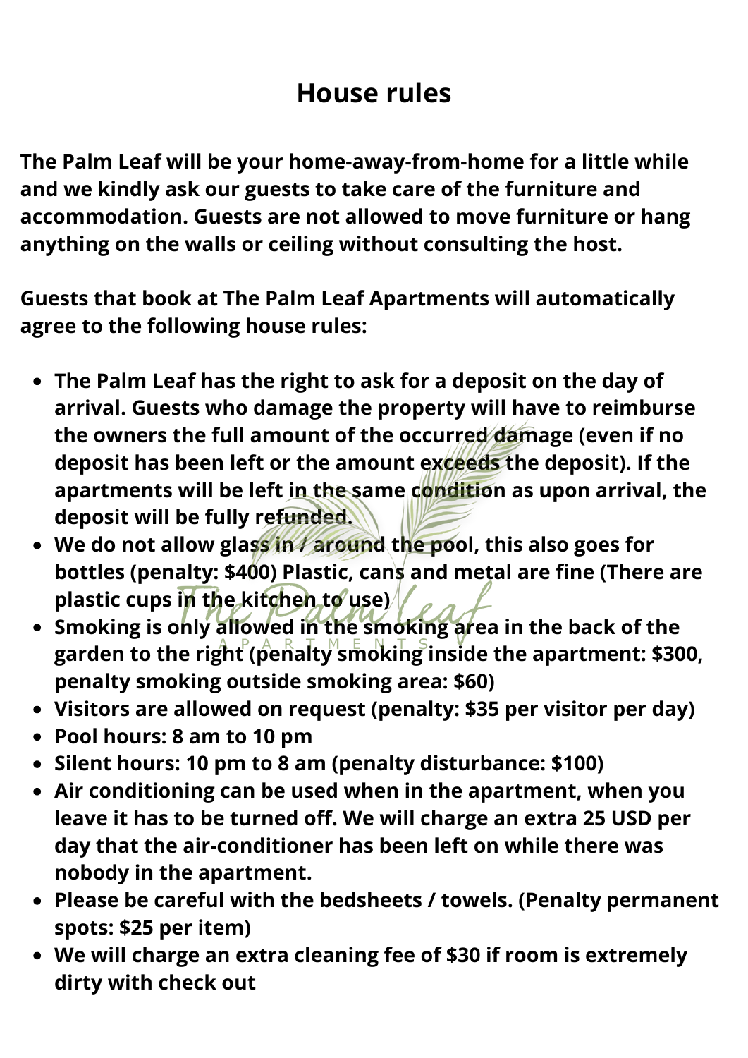# House rules

**The Palm Leaf will be your home-away-from-home for a little while and we kindly ask our guests to take care of the furniture and accommodation. Guests are not allowed to move furniture or hang anything on the walls or ceiling without consulting the host.**

**Guests that book at The Palm Leaf Apartments will automatically agree to the following house rules:**

- **The Palm Leaf has the right to ask for a deposit on the day of arrival. Guests who damage the property will have to reimburse the owners the full amount of the occurred damage (even if no deposit has been left or the amount exceeds the deposit). If the apartments will be left in the same condition as upon arrival, the deposit will be fully refunded.**
- **We do not allow glass in / around the pool, this also goes for bottles (penalty: $400) Plastic, cans and metal are fine (There are plastic cups in the kitchen to use)**
- **Smoking is only allowed in the smoking area in the back of the garden to the right (penalty smoking inside the apartment: $300, penalty smoking outside smoking area: $60)**
- **Visitors are allowed on request (penalty: $35 per visitor per day)**
- **Pool hours: 8 am to 10 pm**
- **Silent hours: 10 pm to 8 am (penalty disturbance: $100)**
- **Air conditioning can be used when in the apartment, when you leave it has to be turned off. We will charge an extra 25 USD per day that the air-conditioner has been left on while there was nobody in the apartment.**
- **Please be careful with the bedsheets / towels. (Penalty permanent spots: $25 per item)**
- **We will charge an extra cleaning fee of $30 if room is extremely dirty with check out**